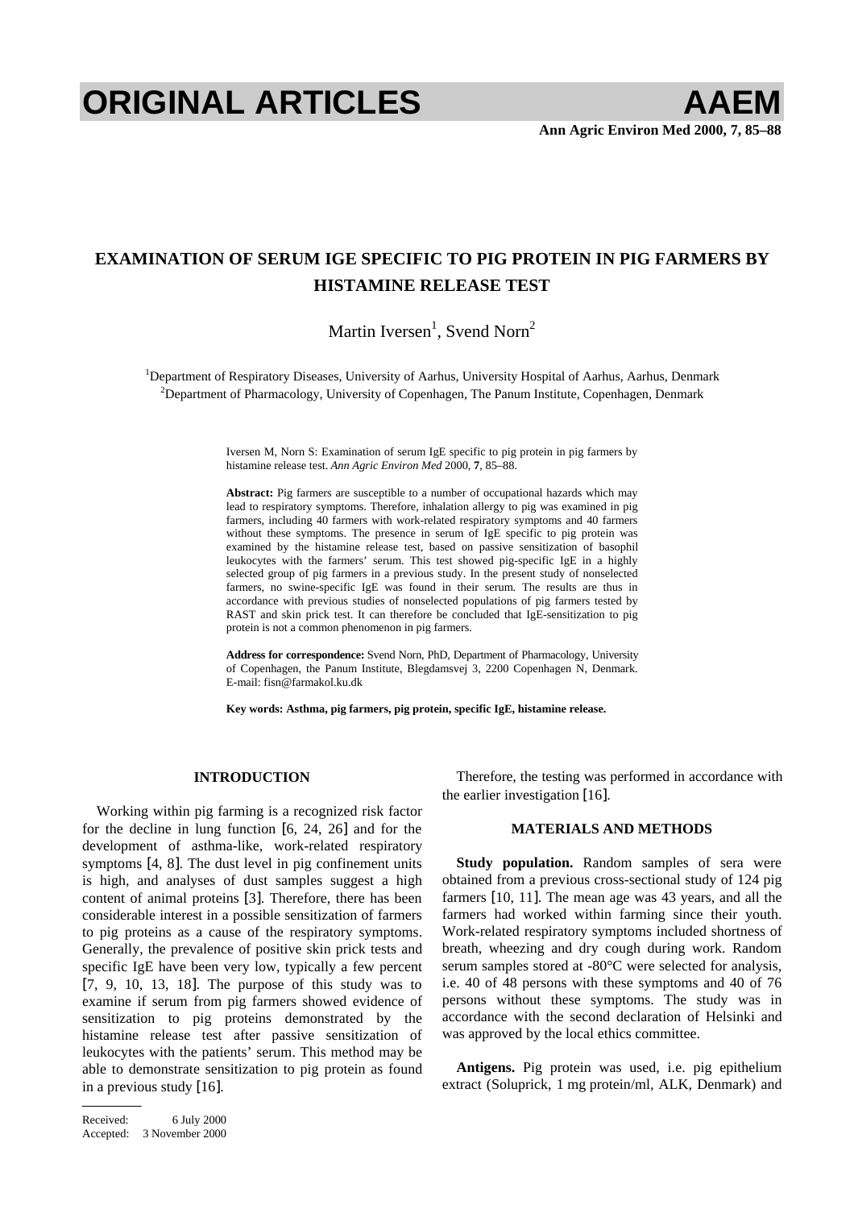# EXAMINATION OF SERUM IGE SPECIFIC TO PIG PROTEIN IN PIG FARMERS BY HISTAMINE RELEASE TEST

Martin Iversen[1], Svend Norn[2]

[1]Department of Respiratory Diseases, University of Aarhus, University Hospital of Aarhus, Aarhus, Denmark
[2]Department of Pharmacology, University of Copenhagen, The Panum Institute, Copenhagen, Denmark

Iversen M, Norn S: Examination of serum IgE specific to pig protein in pig farmers by histamine release test. *Ann Agric Environ Med* 2000, **7**, 85–88.

**Abstract:** Pig farmers are susceptible to a number of occupational hazards which may lead to respiratory symptoms. Therefore, inhalation allergy to pig was examined in pig farmers, including 40 farmers with work-related respiratory symptoms and 40 farmers without these symptoms. The presence in serum of IgE specific to pig protein was examined by the histamine release test, based on passive sensitization of basophil leukocytes with the farmers' serum. This test showed pig-specific IgE in a highly selected group of pig farmers in a previous study. In the present study of nonselected farmers, no swine-specific IgE was found in their serum. The results are thus in accordance with previous studies of nonselected populations of pig farmers tested by RAST and skin prick test. It can therefore be concluded that IgE-sensitization to pig protein is not a common phenomenon in pig farmers.

**Address for correspondence:** Svend Norn, PhD, Department of Pharmacology, University of Copenhagen, the Panum Institute, Blegdamsvej 3, 2200 Copenhagen N, Denmark. E-mail: fisn@farmakol.ku.dk

**Key words: Asthma, pig farmers, pig protein, specific IgE, histamine release.**

## INTRODUCTION

Working within pig farming is a recognized risk factor for the decline in lung function [6, 24, 26] and for the development of asthma-like, work-related respiratory symptoms [4, 8]. The dust level in pig confinement units is high, and analyses of dust samples suggest a high content of animal proteins [3]. Therefore, there has been considerable interest in a possible sensitization of farmers to pig proteins as a cause of the respiratory symptoms. Generally, the prevalence of positive skin prick tests and specific IgE have been very low, typically a few percent [7, 9, 10, 13, 18]. The purpose of this study was to examine if serum from pig farmers showed evidence of sensitization to pig proteins demonstrated by the histamine release test after passive sensitization of leukocytes with the patients' serum. This method may be able to demonstrate sensitization to pig protein as found in a previous study [16].

Therefore, the testing was performed in accordance with the earlier investigation [16].

Received: 6 July 2000
Accepted: 3 November 2000

## MATERIALS AND METHODS

**Study population.** Random samples of sera were obtained from a previous cross-sectional study of 124 pig farmers [10, 11]. The mean age was 43 years, and all the farmers had worked within farming since their youth. Work-related respiratory symptoms included shortness of breath, wheezing and dry cough during work. Random serum samples stored at -80°C were selected for analysis, i.e. 40 of 48 persons with these symptoms and 40 of 76 persons without these symptoms. The study was in accordance with the second declaration of Helsinki and was approved by the local ethics committee.

**Antigens.** Pig protein was used, i.e. pig epithelium extract (Soluprick, 1 mg protein/ml, ALK, Denmark) and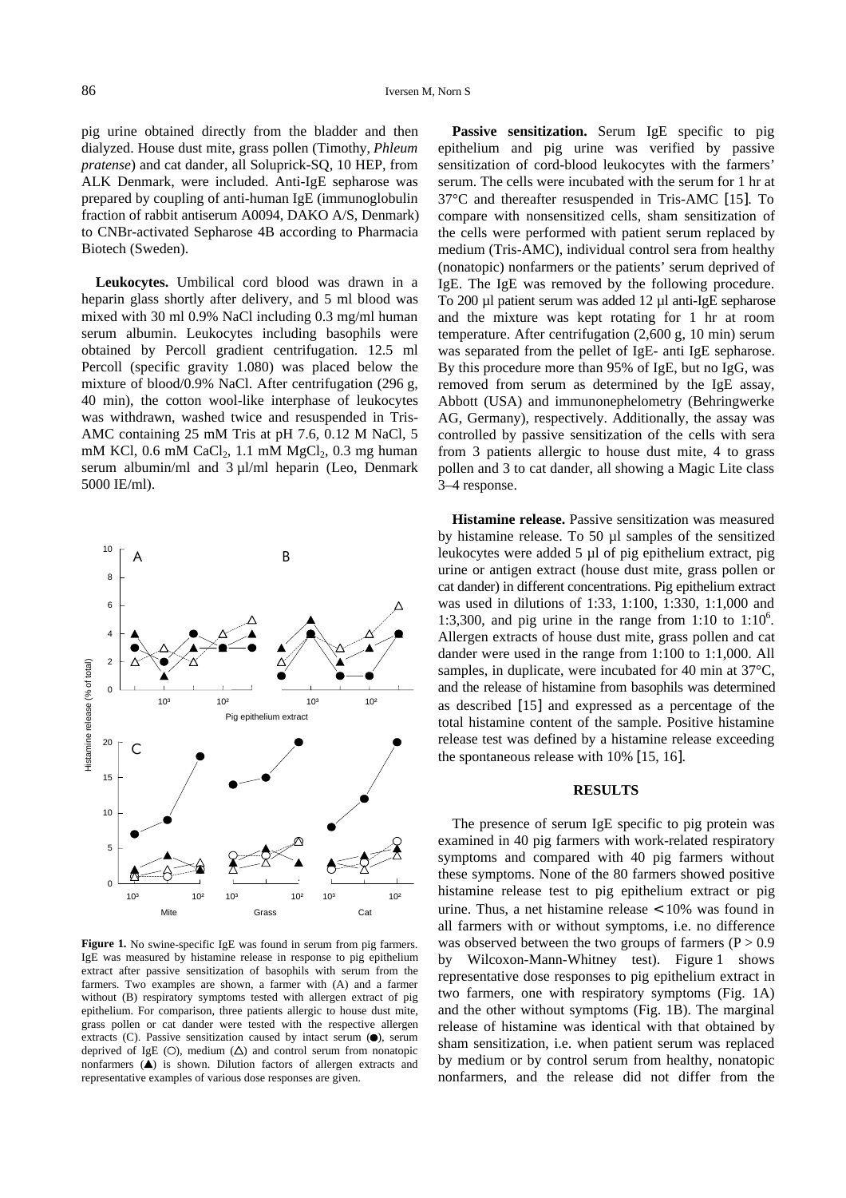pig urine obtained directly from the bladder and then dialyzed. House dust mite, grass pollen (Timothy, *Phleum pratense*) and cat dander, all Soluprick-SQ, 10 HEP, from ALK Denmark, were included. Anti-IgE sepharose was prepared by coupling of anti-human IgE (immunoglobulin fraction of rabbit antiserum A0094, DAKO A/S, Denmark) to CNBr-activated Sepharose 4B according to Pharmacia Biotech (Sweden).

**Leukocytes.** Umbilical cord blood was drawn in a heparin glass shortly after delivery, and 5 ml blood was mixed with 30 ml 0.9% NaCl including 0.3 mg/ml human serum albumin. Leukocytes including basophils were obtained by Percoll gradient centrifugation. 12.5 ml Percoll (specific gravity 1.080) was placed below the mixture of blood/0.9% NaCl. After centrifugation (296 g, 40 min), the cotton wool-like interphase of leukocytes was withdrawn, washed twice and resuspended in Tris-AMC containing 25 mM Tris at pH 7.6, 0.12 M NaCl, 5 mM KCl, 0.6 mM $CaCl_2$, 1.1 mM $MgCl_2$, 0.3 mg human serum albumin/ml and 3 µl/ml heparin (Leo, Denmark 5000 IE/ml).

**Figure 1.** No swine-specific IgE was found in serum from pig farmers. IgE was measured by histamine release in response to pig epithelium extract after passive sensitization of basophils with serum from the farmers. Two examples are shown, a farmer with (A) and a farmer without (B) respiratory symptoms tested with allergen extract of pig epithelium. For comparison, three patients allergic to house dust mite, grass pollen or cat dander were tested with the respective allergen extracts (C). Passive sensitization caused by intact serum (●), serum deprived of IgE (○), medium (△) and control serum from nonatopic nonfarmers (▲) is shown. Dilution factors of allergen extracts and representative examples of various dose responses are given.

**Passive sensitization.** Serum IgE specific to pig epithelium and pig urine was verified by passive sensitization of cord-blood leukocytes with the farmers' serum. The cells were incubated with the serum for 1 hr at 37°C and thereafter resuspended in Tris-AMC [15]. To compare with nonsensitized cells, sham sensitization of the cells were performed with patient serum replaced by medium (Tris-AMC), individual control sera from healthy (nonatopic) nonfarmers or the patients' serum deprived of IgE. The IgE was removed by the following procedure. To 200 µl patient serum was added 12 µl anti-IgE sepharose and the mixture was kept rotating for 1 hr at room temperature. After centrifugation (2,600 g, 10 min) serum was separated from the pellet of IgE- anti IgE sepharose. By this procedure more than 95% of IgE, but no IgG, was removed from serum as determined by the IgE assay, Abbott (USA) and immunonephelometry (Behringwerke AG, Germany), respectively. Additionally, the assay was controlled by passive sensitization of the cells with sera from 3 patients allergic to house dust mite, 4 to grass pollen and 3 to cat dander, all showing a Magic Lite class 3–4 response.

**Histamine release.** Passive sensitization was measured by histamine release. To 50 µl samples of the sensitized leukocytes were added 5 µl of pig epithelium extract, pig urine or antigen extract (house dust mite, grass pollen or cat dander) in different concentrations. Pig epithelium extract was used in dilutions of 1:33, 1:100, 1:330, 1:1,000 and 1:3,300, and pig urine in the range from 1:10 to 1:$10^6$. Allergen extracts of house dust mite, grass pollen and cat dander were used in the range from 1:100 to 1:1,000. All samples, in duplicate, were incubated for 40 min at 37°C, and the release of histamine from basophils was determined as described [15] and expressed as a percentage of the total histamine content of the sample. Positive histamine release test was defined by a histamine release exceeding the spontaneous release with 10% [15, 16].

## RESULTS

The presence of serum IgE specific to pig protein was examined in 40 pig farmers with work-related respiratory symptoms and compared with 40 pig farmers without these symptoms. None of the 80 farmers showed positive histamine release test to pig epithelium extract or pig urine. Thus, a net histamine release $<$10% was found in all farmers with or without symptoms, i.e. no difference was observed between the two groups of farmers ($P > 0.9$ by Wilcoxon-Mann-Whitney test). Figure 1 shows representative dose responses to pig epithelium extract in two farmers, one with respiratory symptoms (Fig. 1A) and the other without symptoms (Fig. 1B). The marginal release of histamine was identical with that obtained by sham sensitization, i.e. when patient serum was replaced by medium or by control serum from healthy, nonatopic nonfarmers, and the release did not differ from the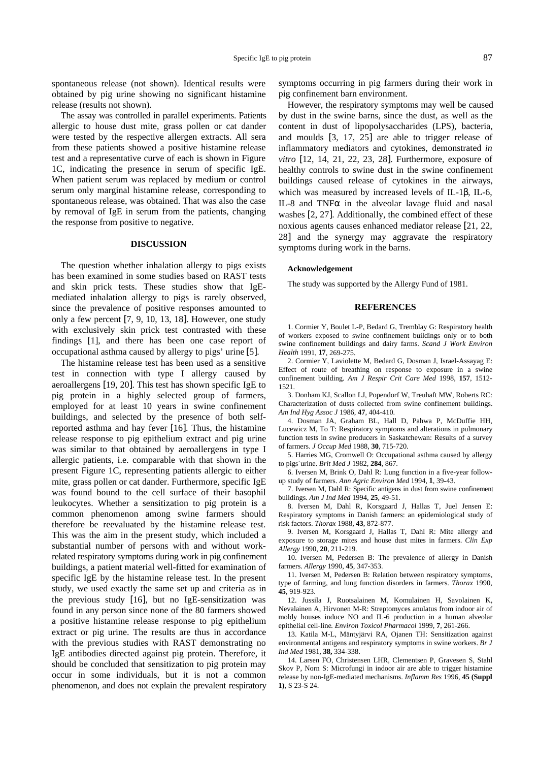spontaneous release (not shown). Identical results were obtained by pig urine showing no significant histamine release (results not shown).

The assay was controlled in parallel experiments. Patients allergic to house dust mite, grass pollen or cat dander were tested by the respective allergen extracts. All sera from these patients showed a positive histamine release test and a representative curve of each is shown in Figure 1C, indicating the presence in serum of specific IgE. When patient serum was replaced by medium or control serum only marginal histamine release, corresponding to spontaneous release, was obtained. That was also the case by removal of IgE in serum from the patients, changing the response from positive to negative.

## DISCUSSION

The question whether inhalation allergy to pigs exists has been examined in some studies based on RAST tests and skin prick tests. These studies show that IgE-mediated inhalation allergy to pigs is rarely observed, since the prevalence of positive responses amounted to only a few percent [7, 9, 10, 13, 18]. However, one study with exclusively skin prick test contrasted with these findings [1], and there has been one case report of occupational asthma caused by allergy to pigs' urine [5].

The histamine release test has been used as a sensitive test in connection with type I allergy caused by aeroallergens [19, 20]. This test has shown specific IgE to pig protein in a highly selected group of farmers, employed for at least 10 years in swine confinement buildings, and selected by the presence of both self-reported asthma and hay fever [16]. Thus, the histamine release response to pig epithelium extract and pig urine was similar to that obtained by aeroallergens in type I allergic patients, i.e. comparable with that shown in the present Figure 1C, representing patients allergic to either mite, grass pollen or cat dander. Furthermore, specific IgE was found bound to the cell surface of their basophil leukocytes. Whether a sensitization to pig protein is a common phenomenon among swine farmers should therefore be reevaluated by the histamine release test. This was the aim in the present study, which included a substantial number of persons with and without work-related respiratory symptoms during work in pig confinement buildings, a patient material well-fitted for examination of specific IgE by the histamine release test. In the present study, we used exactly the same set up and criteria as in the previous study [16], but no IgE-sensitization was found in any person since none of the 80 farmers showed a positive histamine release response to pig epithelium extract or pig urine. The results are thus in accordance with the previous studies with RAST demonstrating no IgE antibodies directed against pig protein. Therefore, it should be concluded that sensitization to pig protein may occur in some individuals, but it is not a common phenomenon, and does not explain the prevalent respiratory symptoms occurring in pig farmers during their work in pig confinement barn environment.

However, the respiratory symptoms may well be caused by dust in the swine barns, since the dust, as well as the content in dust of lipopolysaccharides (LPS), bacteria, and moulds [3, 17, 25] are able to trigger release of inflammatory mediators and cytokines, demonstrated *in vitro* [12, 14, 21, 22, 23, 28]. Furthermore, exposure of healthy controls to swine dust in the swine confinement buildings caused release of cytokines in the airways, which was measured by increased levels of IL-1$\beta$, IL-6, IL-8 and TNF$\alpha$ in the alveolar lavage fluid and nasal washes [2, 27]. Additionally, the combined effect of these noxious agents causes enhanced mediator release [21, 22, 28] and the synergy may aggravate the respiratory symptoms during work in the barns.

### Acknowledgement

The study was supported by the Allergy Fund of 1981.

## REFERENCES

1. Cormier Y, Boulet L-P, Bedard G, Tremblay G: Respiratory health of workers exposed to swine confinement buildings only or to both swine confinement buildings and dairy farms. *Scand J Work Environ Health* 1991, **17**, 269-275.

2. Cormier Y, Laviolette M, Bedard G, Dosman J, Israel-Assayag E: Effect of route of breathing on response to exposure in a swine confinement building. *Am J Respir Crit Care Med* 1998, **157**, 1512-1521.

3. Donham KJ, Scallon LJ, Popendorf W, Treuhaft MW, Roberts RC: Characterization of dusts collected from swine confinement buildings. *Am Ind Hyg Assoc J* 1986, **47**, 404-410.

4. Dosman JA, Graham BL, Hall D, Pahwa P, McDuffie HH, Lucewicz M, To T: Respiratory symptoms and alterations in pulmonary function tests in swine producers in Saskatchewan: Results of a survey of farmers. *J Occup Med* 1988, **30**, 715-720.

5. Harries MG, Cromwell O: Occupational asthma caused by allergy to pigs´urine. *Brit Med J* 1982, **284**, 867.

6. Iversen M, Brink O, Dahl R: Lung function in a five-year follow-up study of farmers. *Ann Agric Environ Med* 1994, **1**, 39-43.

7. Iversen M, Dahl R: Specific antigens in dust from swine confinement buildings. *Am J Ind Med* 1994, **25**, 49-51.

8. Iversen M, Dahl R, Korsgaard J, Hallas T, Juel Jensen E: Respiratory symptoms in Danish farmers: an epidemiological study of risk factors. *Thorax* 1988, **43**, 872-877.

9. Iversen M, Korsgaard J, Hallas T, Dahl R: Mite allergy and exposure to storage mites and house dust mites in farmers. *Clin Exp Allergy* 1990, **20**, 211-219.

10. Iversen M, Pedersen B: The prevalence of allergy in Danish farmers. *Allergy* 1990, **45**, 347-353.

11. Iversen M, Pedersen B: Relation between respiratory symptoms, type of farming, and lung function disorders in farmers. *Thorax* 1990, **45**, 919-923.

12. Jussila J, Ruotsalainen M, Komulainen H, Savolainen K, Nevalainen A, Hirvonen M-R: Streptomyces anulatus from indoor air of moldy houses induce NO and IL-6 production in a human alveolar epithelial cell-line. *Environ Toxicol Pharmacol* 1999, **7**, 261-266.

13. Katila M-L, Mäntyjärvi RA, Ojanen TH: Sensitization against environmental antigens and respiratory symptoms in swine workers. *Br J Ind Med* 1981, **38,** 334-338.

14. Larsen FO, Christensen LHR, Clementsen P, Gravesen S, Stahl Skov P, Norn S: Microfungi in indoor air are able to trigger histamine release by non-IgE-mediated mechanisms. *Inflamm Res* 1996, **45 (Suppl 1)**, S 23-S 24.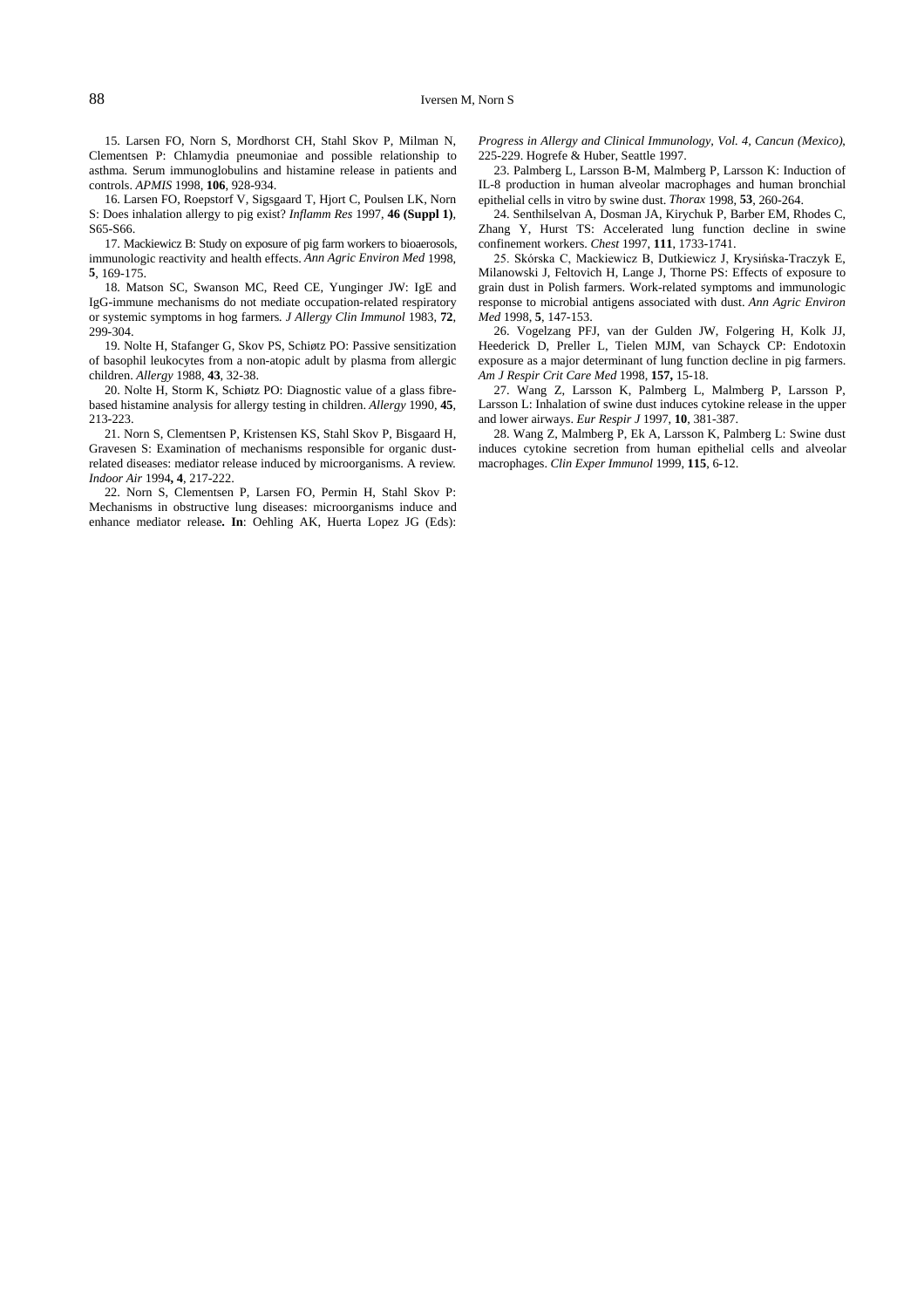15. Larsen FO, Norn S, Mordhorst CH, Stahl Skov P, Milman N, Clementsen P: Chlamydia pneumoniae and possible relationship to asthma. Serum immunoglobulins and histamine release in patients and controls. *APMIS* 1998, **106**, 928-934.

16. Larsen FO, Roepstorf V, Sigsgaard T, Hjort C, Poulsen LK, Norn S: Does inhalation allergy to pig exist? *Inflamm Res* 1997, **46 (Suppl 1)**, S65-S66.

17. Mackiewicz B: Study on exposure of pig farm workers to bioaerosols, immunologic reactivity and health effects. *Ann Agric Environ Med* 1998, **5**, 169-175.

18. Matson SC, Swanson MC, Reed CE, Yunginger JW: IgE and IgG-immune mechanisms do not mediate occupation-related respiratory or systemic symptoms in hog farmers. *J Allergy Clin Immunol* 1983, **72**, 299-304.

19. Nolte H, Stafanger G, Skov PS, Schiøtz PO: Passive sensitization of basophil leukocytes from a non-atopic adult by plasma from allergic children. *Allergy* 1988, **43**, 32-38.

20. Nolte H, Storm K, Schiøtz PO: Diagnostic value of a glass fibre-based histamine analysis for allergy testing in children. *Allergy* 1990, **45**, 213-223.

21. Norn S, Clementsen P, Kristensen KS, Stahl Skov P, Bisgaard H, Gravesen S: Examination of mechanisms responsible for organic dust-related diseases: mediator release induced by microorganisms. A review. *Indoor Air* 1994**, 4**, 217-222.

22. Norn S, Clementsen P, Larsen FO, Permin H, Stahl Skov P: Mechanisms in obstructive lung diseases: microorganisms induce and enhance mediator release**. In**: Oehling AK, Huerta Lopez JG (Eds): *Progress in Allergy and Clinical Immunology, Vol. 4, Cancun (Mexico)*, 225-229. Hogrefe & Huber, Seattle 1997.

23. Palmberg L, Larsson B-M, Malmberg P, Larsson K: Induction of IL-8 production in human alveolar macrophages and human bronchial epithelial cells in vitro by swine dust. *Thorax* 1998, **53**, 260-264.

24. Senthilselvan A, Dosman JA, Kirychuk P, Barber EM, Rhodes C, Zhang Y, Hurst TS: Accelerated lung function decline in swine confinement workers. *Chest* 1997, **111**, 1733-1741.

25. Skórska C, Mackiewicz B, Dutkiewicz J, Krysińska-Traczyk E, Milanowski J, Feltovich H, Lange J, Thorne PS: Effects of exposure to grain dust in Polish farmers. Work-related symptoms and immunologic response to microbial antigens associated with dust. *Ann Agric Environ Med* 1998, **5**, 147-153.

26. Vogelzang PFJ, van der Gulden JW, Folgering H, Kolk JJ, Heederick D, Preller L, Tielen MJM, van Schayck CP: Endotoxin exposure as a major determinant of lung function decline in pig farmers. *Am J Respir Crit Care Med* 1998, **157,** 15-18.

27. Wang Z, Larsson K, Palmberg L, Malmberg P, Larsson P, Larsson L: Inhalation of swine dust induces cytokine release in the upper and lower airways. *Eur Respir J* 1997, **10**, 381-387.

28. Wang Z, Malmberg P, Ek A, Larsson K, Palmberg L: Swine dust induces cytokine secretion from human epithelial cells and alveolar macrophages. *Clin Exper Immunol* 1999, **115**, 6-12.